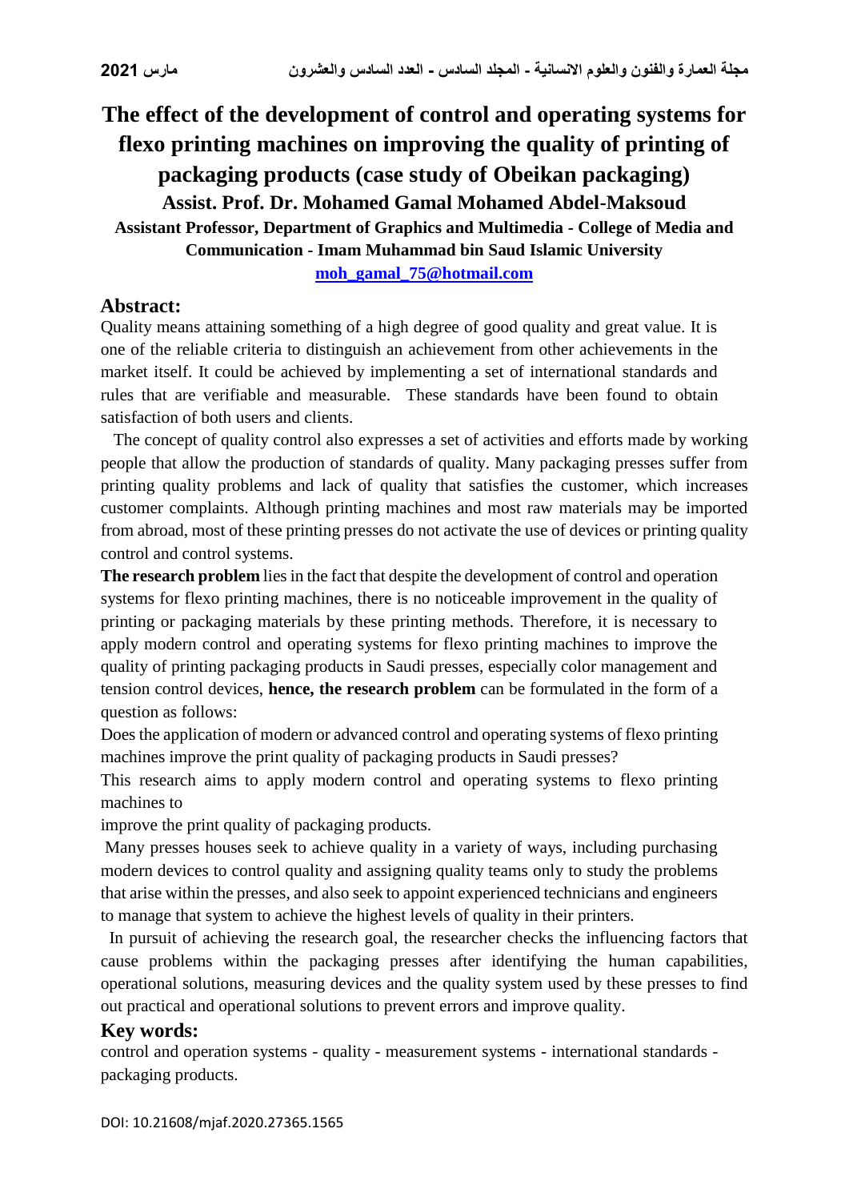# The effect of the development of control and operating systems for flexo printing machines on improving the quality of printing of packaging products (case study of Obeikan packaging)

**Assist. Prof. Dr. Mohamed Gamal Mohamed Abdel-Maksoud**

**Assistant Professor, Department of Graphics and Multimedia - College of Media and Communication - Imam Muhammad bin Saud Islamic University**

**moh_gamal_75@hotmail.com**

## Abstract:

Quality means attaining something of a high degree of good quality and great value. It is one of the reliable criteria to distinguish an achievement from other achievements in the market itself. It could be achieved by implementing a set of international standards and rules that are verifiable and measurable. These standards have been found to obtain satisfaction of both users and clients.

The concept of quality control also expresses a set of activities and efforts made by working people that allow the production of standards of quality. Many packaging presses suffer from printing quality problems and lack of quality that satisfies the customer, which increases customer complaints. Although printing machines and most raw materials may be imported from abroad, most of these printing presses do not activate the use of devices or printing quality control and control systems.

**The research problem** lies in the fact that despite the development of control and operation systems for flexo printing machines, there is no noticeable improvement in the quality of printing or packaging materials by these printing methods. Therefore, it is necessary to apply modern control and operating systems for flexo printing machines to improve the quality of printing packaging products in Saudi presses, especially color management and tension control devices, **hence, the research problem** can be formulated in the form of a question as follows:

Does the application of modern or advanced control and operating systems of flexo printing machines improve the print quality of packaging products in Saudi presses?

This research aims to apply modern control and operating systems to flexo printing machines to

improve the print quality of packaging products.

Many presses houses seek to achieve quality in a variety of ways, including purchasing modern devices to control quality and assigning quality teams only to study the problems that arise within the presses, and also seek to appoint experienced technicians and engineers to manage that system to achieve the highest levels of quality in their printers.

In pursuit of achieving the research goal, the researcher checks the influencing factors that cause problems within the packaging presses after identifying the human capabilities, operational solutions, measuring devices and the quality system used by these presses to find out practical and operational solutions to prevent errors and improve quality.

## Key words:

control and operation systems - quality - measurement systems - international standards - packaging products.

DOI: 10.21608/mjaf.2020.27365.1565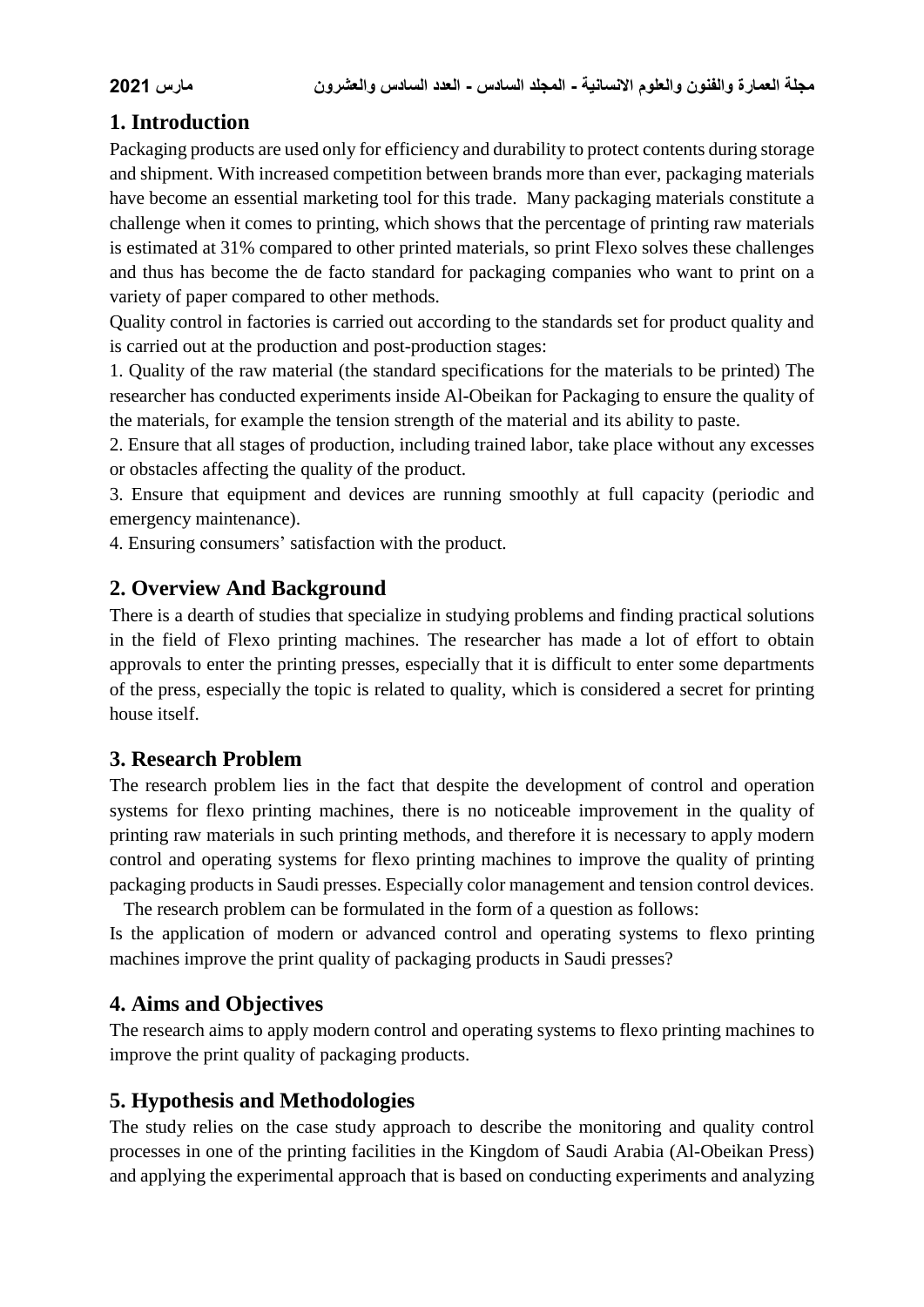## 1. Introduction

Packaging products are used only for efficiency and durability to protect contents during storage and shipment. With increased competition between brands more than ever, packaging materials have become an essential marketing tool for this trade. Many packaging materials constitute a challenge when it comes to printing, which shows that the percentage of printing raw materials is estimated at 31% compared to other printed materials, so print Flexo solves these challenges and thus has become the de facto standard for packaging companies who want to print on a variety of paper compared to other methods.

Quality control in factories is carried out according to the standards set for product quality and is carried out at the production and post-production stages:

1. Quality of the raw material (the standard specifications for the materials to be printed) The researcher has conducted experiments inside Al-Obeikan for Packaging to ensure the quality of the materials, for example the tension strength of the material and its ability to paste.
2. Ensure that all stages of production, including trained labor, take place without any excesses or obstacles affecting the quality of the product.
3. Ensure that equipment and devices are running smoothly at full capacity (periodic and emergency maintenance).
4. Ensuring consumers' satisfaction with the product.

## 2. Overview And Background

There is a dearth of studies that specialize in studying problems and finding practical solutions in the field of Flexo printing machines. The researcher has made a lot of effort to obtain approvals to enter the printing presses, especially that it is difficult to enter some departments of the press, especially the topic is related to quality, which is considered a secret for printing house itself.

## 3. Research Problem

The research problem lies in the fact that despite the development of control and operation systems for flexo printing machines, there is no noticeable improvement in the quality of printing raw materials in such printing methods, and therefore it is necessary to apply modern control and operating systems for flexo printing machines to improve the quality of printing packaging products in Saudi presses. Especially color management and tension control devices.

The research problem can be formulated in the form of a question as follows:

Is the application of modern or advanced control and operating systems to flexo printing machines improve the print quality of packaging products in Saudi presses?

## 4. Aims and Objectives

The research aims to apply modern control and operating systems to flexo printing machines to improve the print quality of packaging products.

## 5. Hypothesis and Methodologies

The study relies on the case study approach to describe the monitoring and quality control processes in one of the printing facilities in the Kingdom of Saudi Arabia (Al-Obeikan Press) and applying the experimental approach that is based on conducting experiments and analyzing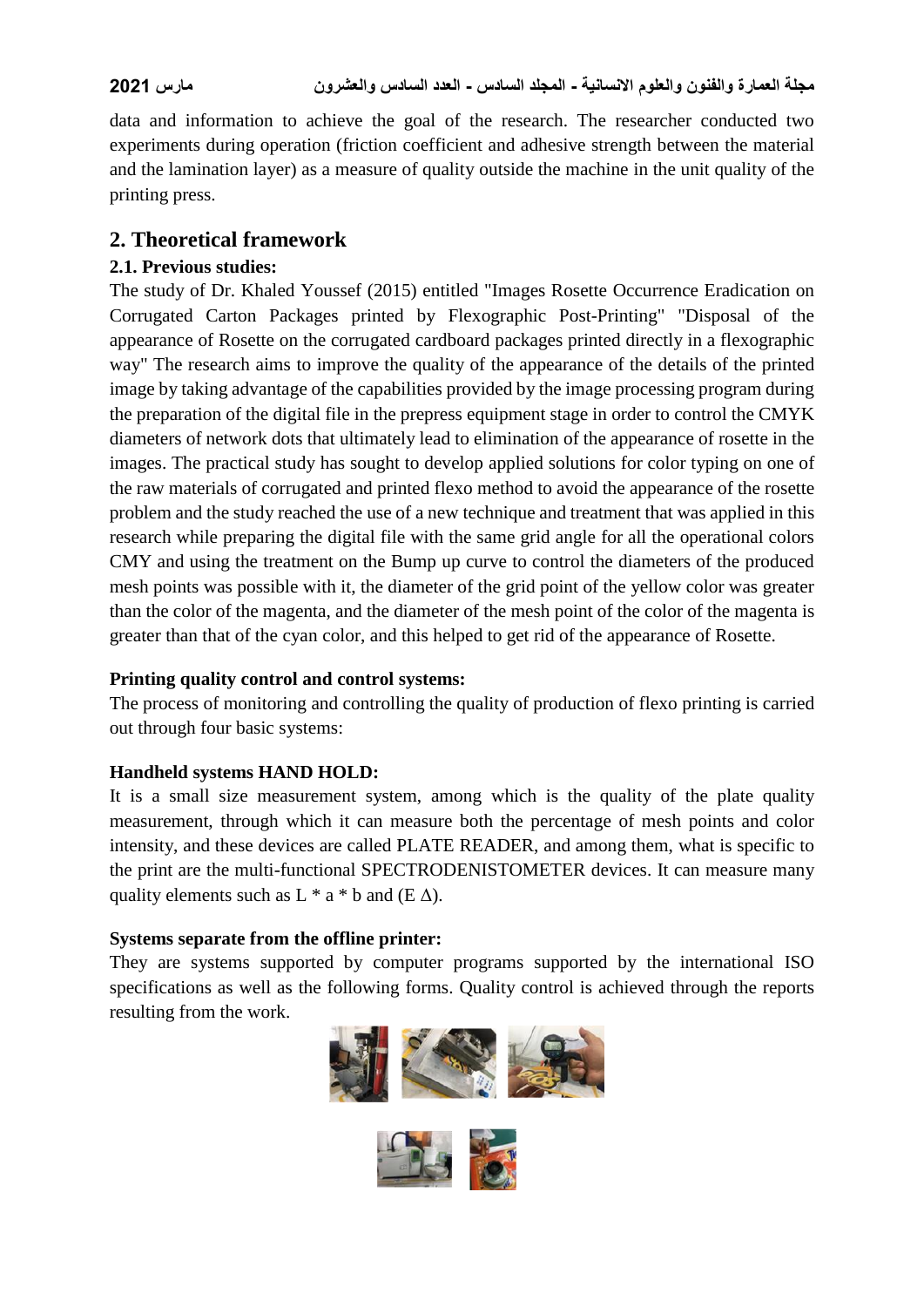data and information to achieve the goal of the research. The researcher conducted two experiments during operation (friction coefficient and adhesive strength between the material and the lamination layer) as a measure of quality outside the machine in the unit quality of the printing press.

## 2. Theoretical framework

### 2.1. Previous studies:

The study of Dr. Khaled Youssef (2015) entitled "Images Rosette Occurrence Eradication on Corrugated Carton Packages printed by Flexographic Post-Printing" "Disposal of the appearance of Rosette on the corrugated cardboard packages printed directly in a flexographic way" The research aims to improve the quality of the appearance of the details of the printed image by taking advantage of the capabilities provided by the image processing program during the preparation of the digital file in the prepress equipment stage in order to control the CMYK diameters of network dots that ultimately lead to elimination of the appearance of rosette in the images. The practical study has sought to develop applied solutions for color typing on one of the raw materials of corrugated and printed flexo method to avoid the appearance of the rosette problem and the study reached the use of a new technique and treatment that was applied in this research while preparing the digital file with the same grid angle for all the operational colors CMY and using the treatment on the Bump up curve to control the diameters of the produced mesh points was possible with it, the diameter of the grid point of the yellow color was greater than the color of the magenta, and the diameter of the mesh point of the color of the magenta is greater than that of the cyan color, and this helped to get rid of the appearance of Rosette.

**Printing quality control and control systems:**

The process of monitoring and controlling the quality of production of flexo printing is carried out through four basic systems:

**Handheld systems HAND HOLD:**

It is a small size measurement system, among which is the quality of the plate quality measurement, through which it can measure both the percentage of mesh points and color intensity, and these devices are called PLATE READER, and among them, what is specific to the print are the multi-functional SPECTRODENISTOMETER devices. It can measure many quality elements such as L * a * b and (E Δ).

**Systems separate from the offline printer:**

They are systems supported by computer programs supported by the international ISO specifications as well as the following forms. Quality control is achieved through the reports resulting from the work.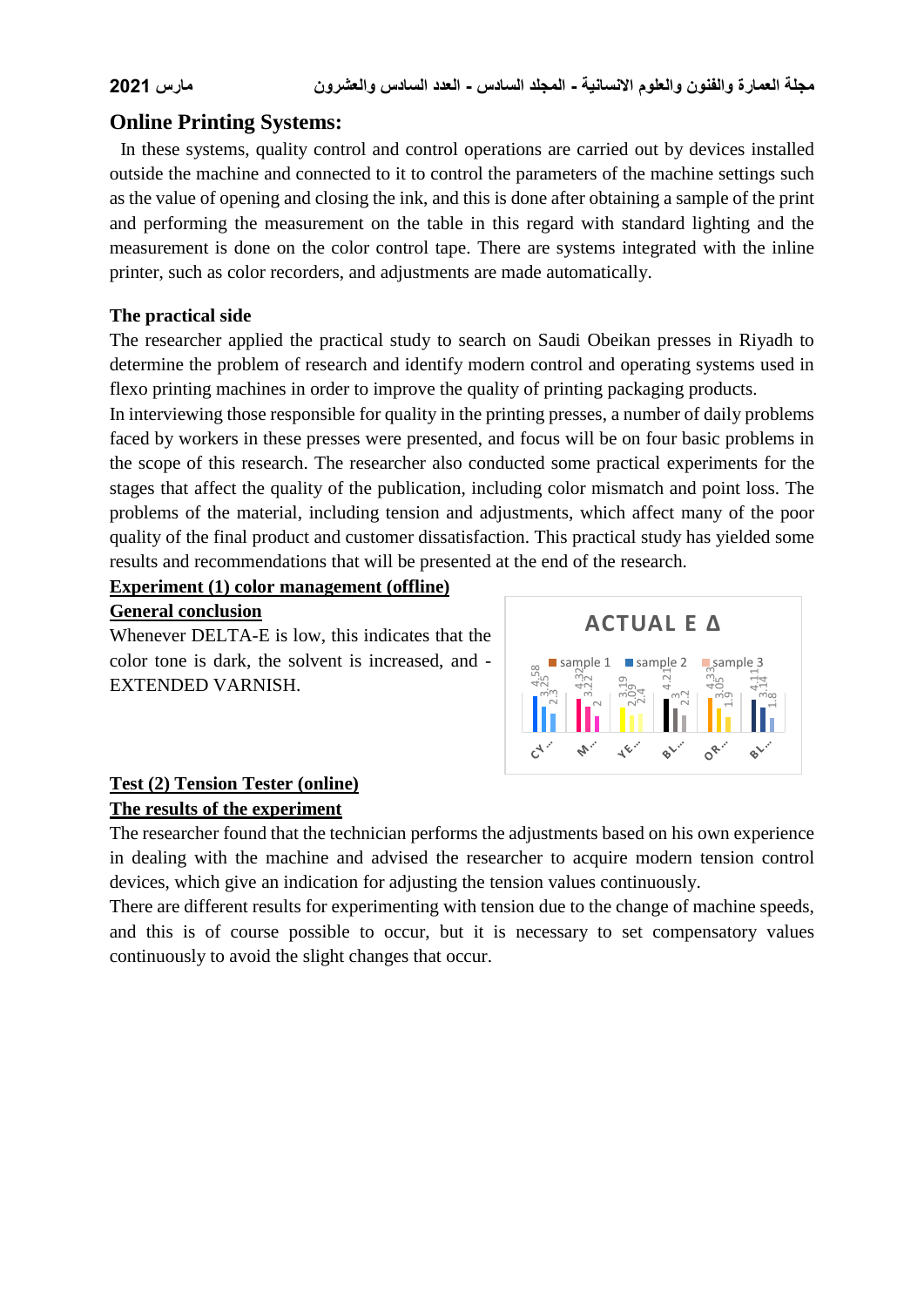## Online Printing Systems:

In these systems, quality control and control operations are carried out by devices installed outside the machine and connected to it to control the parameters of the machine settings such as the value of opening and closing the ink, and this is done after obtaining a sample of the print and performing the measurement on the table in this regard with standard lighting and the measurement is done on the color control tape. There are systems integrated with the inline printer, such as color recorders, and adjustments are made automatically.

**The practical side**

The researcher applied the practical study to search on Saudi Obeikan presses in Riyadh to determine the problem of research and identify modern control and operating systems used in flexo printing machines in order to improve the quality of printing packaging products.

In interviewing those responsible for quality in the printing presses, a number of daily problems faced by workers in these presses were presented, and focus will be on four basic problems in the scope of this research. The researcher also conducted some practical experiments for the stages that affect the quality of the publication, including color mismatch and point loss. The problems of the material, including tension and adjustments, which affect many of the poor quality of the final product and customer dissatisfaction. This practical study has yielded some results and recommendations that will be presented at the end of the research.

**<u>Experiment (1) color management (offline)</u>**

**<u>General conclusion</u>**

Whenever DELTA-E is low, this indicates that the color tone is dark, the solvent is increased, and - EXTENDED VARNISH.

ACTUAL E Δ

| | sample 1 | sample 2 | sample 3 |
|---|---|---|---|
| CY... | 4.58 | 3.25 | 2.3 |
| M... | 4.32 | 3.22 | 2 |
| YE... | 3.19 | 2.09 | 2.4 |
| BL... | 4.21 | 3 | 2.2 |
| OR... | 4.33 | 3.05 | 1.9 |
| BL... | 4.11 | 3.14 | 1.8 |

**<u>Test (2) Tension Tester (online)</u>**

**<u>The results of the experiment</u>**

The researcher found that the technician performs the adjustments based on his own experience in dealing with the machine and advised the researcher to acquire modern tension control devices, which give an indication for adjusting the tension values continuously.

There are different results for experimenting with tension due to the change of machine speeds, and this is of course possible to occur, but it is necessary to set compensatory values continuously to avoid the slight changes that occur.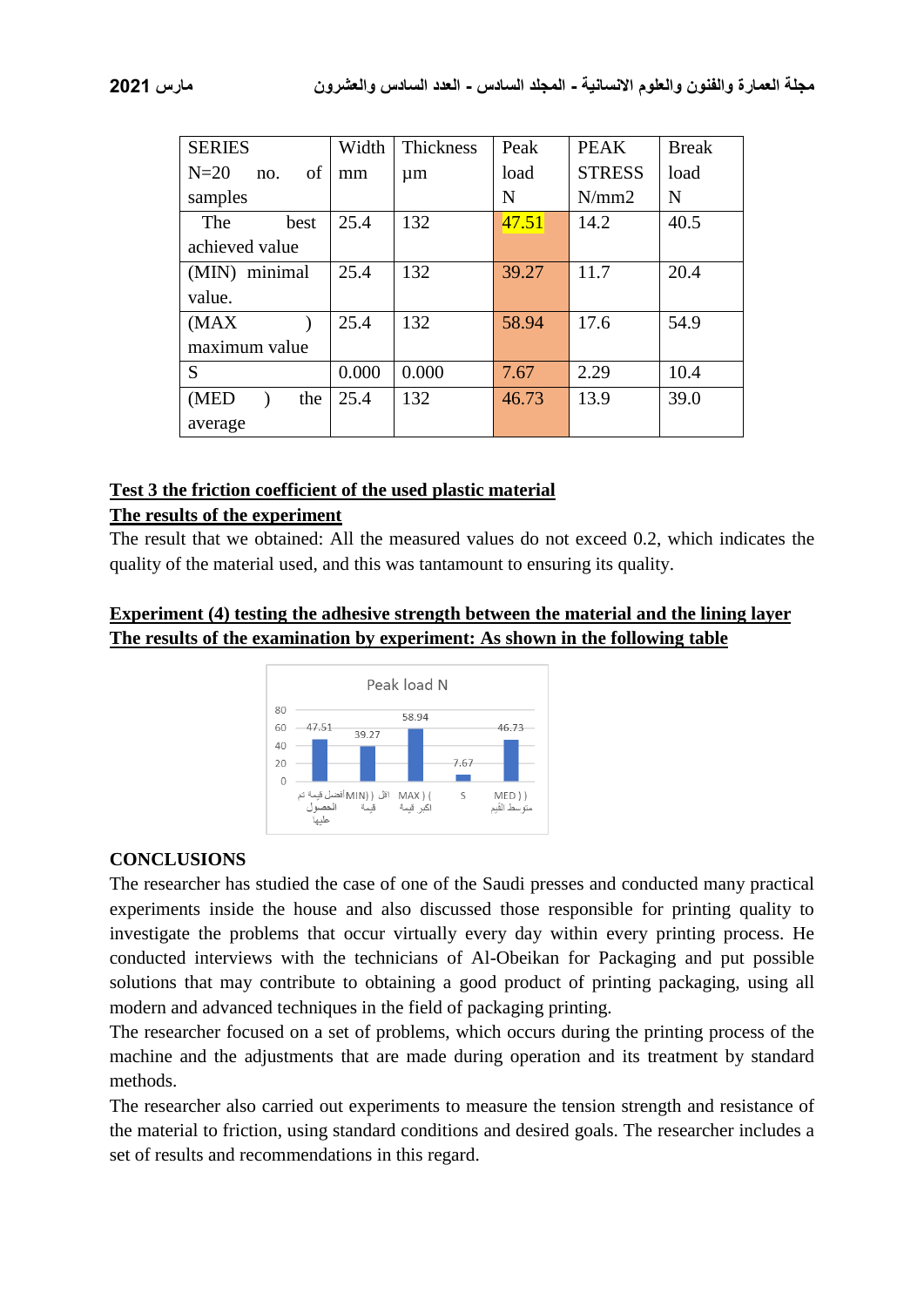| SERIES N=20 no. of samples | Width mm | Thickness µm | Peak load N | PEAK STRESS N/mm2 | Break load N |
|---|---|---|---|---|---|
| The best achieved value | 25.4 | 132 | 47.51 | 14.2 | 40.5 |
| (MIN) minimal value. | 25.4 | 132 | 39.27 | 11.7 | 20.4 |
| (MAX ) maximum value | 25.4 | 132 | 58.94 | 17.6 | 54.9 |
| S | 0.000 | 0.000 | 7.67 | 2.29 | 10.4 |
| (MED ) the average | 25.4 | 132 | 46.73 | 13.9 | 39.0 |

**Test 3 the friction coefficient of the used plastic material**

**The results of the experiment**

The result that we obtained: All the measured values do not exceed 0.2, which indicates the quality of the material used, and this was tantamount to ensuring its quality.

**Experiment (4) testing the adhesive strength between the material and the lining layer**

**The results of the examination by experiment: As shown in the following table**

Peak load N

| | Peak load N |
|---|---|
| أفضل قيمة تم الحصول عليها | 47.51 |
| (MIN) اقل قيمة | 39.27 |
| (MAX) اكبر قيمة | 58.94 |
| S | 7.67 |
| (MED) متوسط القيم | 46.73 |

## CONCLUSIONS

The researcher has studied the case of one of the Saudi presses and conducted many practical experiments inside the house and also discussed those responsible for printing quality to investigate the problems that occur virtually every day within every printing process. He conducted interviews with the technicians of Al-Obeikan for Packaging and put possible solutions that may contribute to obtaining a good product of printing packaging, using all modern and advanced techniques in the field of packaging printing.

The researcher focused on a set of problems, which occurs during the printing process of the machine and the adjustments that are made during operation and its treatment by standard methods.

The researcher also carried out experiments to measure the tension strength and resistance of the material to friction, using standard conditions and desired goals. The researcher includes a set of results and recommendations in this regard.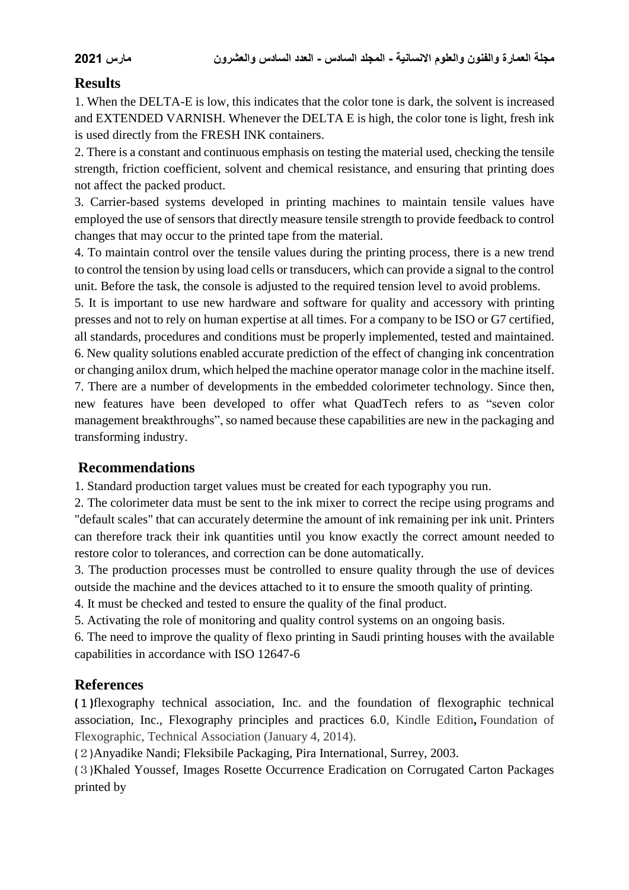## Results

1. When the DELTA-E is low, this indicates that the color tone is dark, the solvent is increased and EXTENDED VARNISH. Whenever the DELTA E is high, the color tone is light, fresh ink is used directly from the FRESH INK containers.
2. There is a constant and continuous emphasis on testing the material used, checking the tensile strength, friction coefficient, solvent and chemical resistance, and ensuring that printing does not affect the packed product.
3. Carrier-based systems developed in printing machines to maintain tensile values have employed the use of sensors that directly measure tensile strength to provide feedback to control changes that may occur to the printed tape from the material.
4. To maintain control over the tensile values during the printing process, there is a new trend to control the tension by using load cells or transducers, which can provide a signal to the control unit. Before the task, the console is adjusted to the required tension level to avoid problems.
5. It is important to use new hardware and software for quality and accessory with printing presses and not to rely on human expertise at all times. For a company to be ISO or G7 certified, all standards, procedures and conditions must be properly implemented, tested and maintained.
6. New quality solutions enabled accurate prediction of the effect of changing ink concentration or changing anilox drum, which helped the machine operator manage color in the machine itself.
7. There are a number of developments in the embedded colorimeter technology. Since then, new features have been developed to offer what QuadTech refers to as "seven color management breakthroughs", so named because these capabilities are new in the packaging and transforming industry.

## Recommendations

1. Standard production target values must be created for each typography you run.
2. The colorimeter data must be sent to the ink mixer to correct the recipe using programs and "default scales" that can accurately determine the amount of ink remaining per ink unit. Printers can therefore track their ink quantities until you know exactly the correct amount needed to restore color to tolerances, and correction can be done automatically.
3. The production processes must be controlled to ensure quality through the use of devices outside the machine and the devices attached to it to ensure the smooth quality of printing.
4. It must be checked and tested to ensure the quality of the final product.
5. Activating the role of monitoring and quality control systems on an ongoing basis.
6. The need to improve the quality of flexo printing in Saudi printing houses with the available capabilities in accordance with ISO 12647-6

## References

(1) flexography technical association, Inc. and the foundation of flexographic technical association, Inc., Flexography principles and practices 6.0, Kindle Edition, Foundation of Flexographic, Technical Association (January 4, 2014).

(2) Anyadike Nandi; Fleksibile Packaging, Pira International, Surrey, 2003.

(3) Khaled Youssef, Images Rosette Occurrence Eradication on Corrugated Carton Packages printed by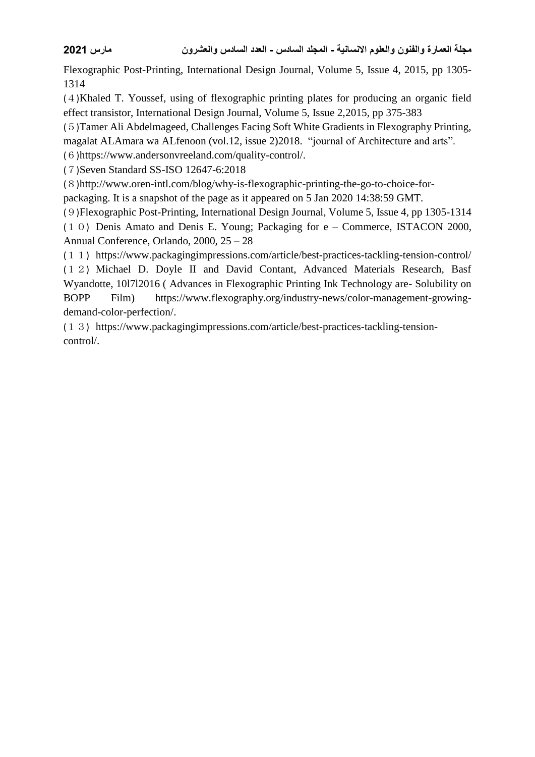Flexographic Post-Printing, International Design Journal, Volume 5, Issue 4, 2015, pp 1305-1314

(4)Khaled T. Youssef, using of flexographic printing plates for producing an organic field effect transistor, International Design Journal, Volume 5, Issue 2,2015, pp 375-383

(5)Tamer Ali Abdelmageed, Challenges Facing Soft White Gradients in Flexography Printing, magalat ALAmara wa ALfenoon (vol.12, issue 2)2018. "journal of Architecture and arts".

(6)https://www.andersonvreeland.com/quality-control/.

(7)Seven Standard SS-ISO 12647-6:2018

(8)http://www.oren-intl.com/blog/why-is-flexographic-printing-the-go-to-choice-for-packaging. It is a snapshot of the page as it appeared on 5 Jan 2020 14:38:59 GMT.

(9)Flexographic Post-Printing, International Design Journal, Volume 5, Issue 4, pp 1305-1314

(10) Denis Amato and Denis E. Young; Packaging for e – Commerce, ISTACON 2000, Annual Conference, Orlando, 2000, 25 – 28

(11) https://www.packagingimpressions.com/article/best-practices-tackling-tension-control/

(12) Michael D. Doyle II and David Contant, Advanced Materials Research, Basf Wyandotte, 10l7l2016 ( Advances in Flexographic Printing Ink Technology are- Solubility on BOPP Film) https://www.flexography.org/industry-news/color-management-growing-demand-color-perfection/.

(13) https://www.packagingimpressions.com/article/best-practices-tackling-tension-control/.